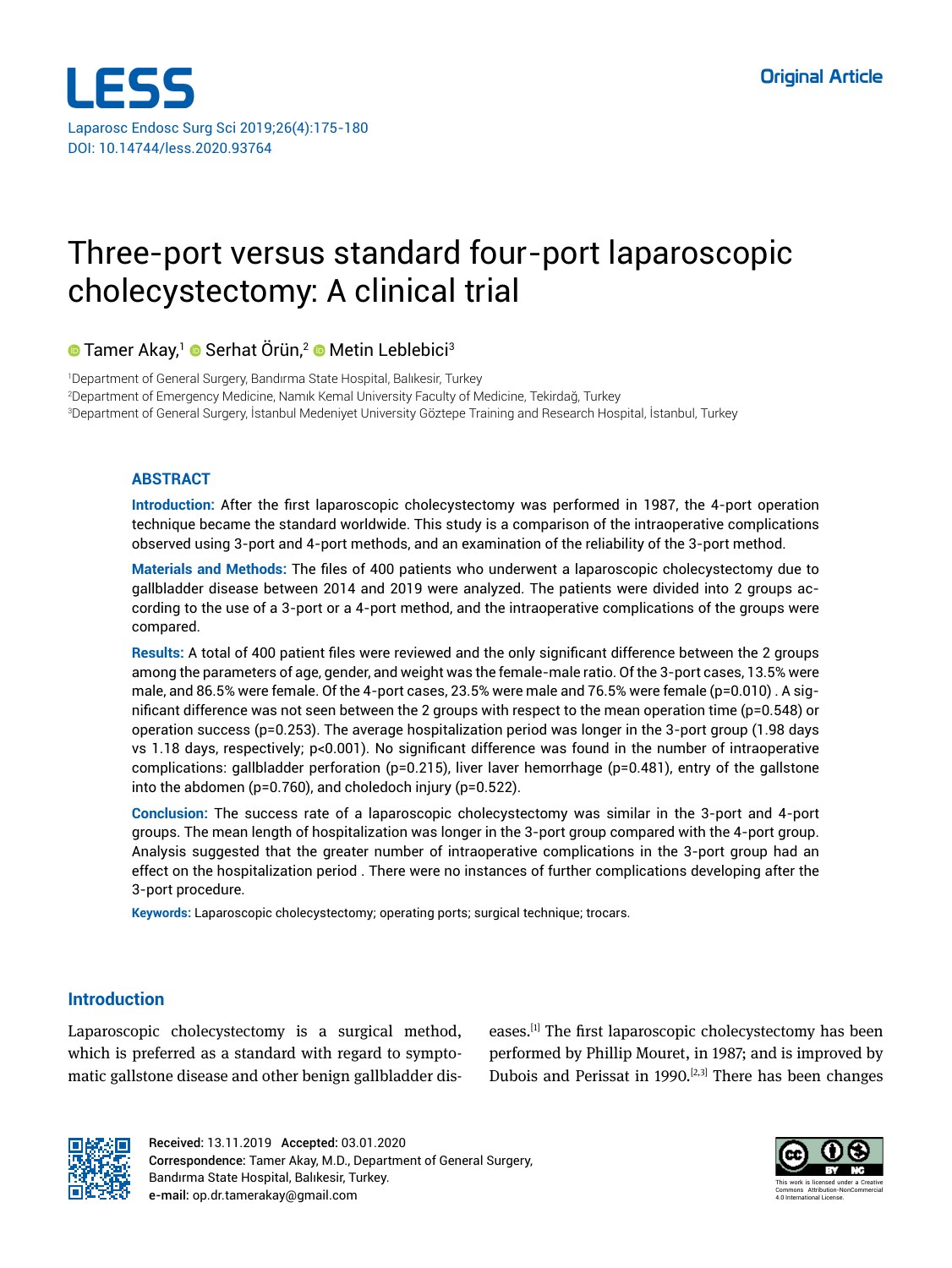Original Article

# Three-port versus standard four-port laparoscopic cholecystectomy: A clinical trial

Tamer Akay,[1] Serhat Örün,[2] Metin Leblebici[3]

[1]Department of General Surgery, Bandırma State Hospital, Balıkesir, Turkey
[2]Department of Emergency Medicine, Namık Kemal University Faculty of Medicine, Tekirdağ, Turkey
[3]Department of General Surgery, İstanbul Medeniyet University Göztepe Training and Research Hospital, İstanbul, Turkey

## ABSTRACT

**Introduction:** After the first laparoscopic cholecystectomy was performed in 1987, the 4-port operation technique became the standard worldwide. This study is a comparison of the intraoperative complications observed using 3-port and 4-port methods, and an examination of the reliability of the 3-port method.

**Materials and Methods:** The files of 400 patients who underwent a laparoscopic cholecystectomy due to gallbladder disease between 2014 and 2019 were analyzed. The patients were divided into 2 groups according to the use of a 3-port or a 4-port method, and the intraoperative complications of the groups were compared.

**Results:** A total of 400 patient files were reviewed and the only significant difference between the 2 groups among the parameters of age, gender, and weight was the female-male ratio. Of the 3-port cases, 13.5% were male, and 86.5% were female. Of the 4-port cases, 23.5% were male and 76.5% were female (p=0.010) . A significant difference was not seen between the 2 groups with respect to the mean operation time (p=0.548) or operation success (p=0.253). The average hospitalization period was longer in the 3-port group (1.98 days vs 1.18 days, respectively; p<0.001). No significant difference was found in the number of intraoperative complications: gallbladder perforation (p=0.215), liver laver hemorrhage (p=0.481), entry of the gallstone into the abdomen (p=0.760), and choledoch injury (p=0.522).

**Conclusion:** The success rate of a laparoscopic cholecystectomy was similar in the 3-port and 4-port groups. The mean length of hospitalization was longer in the 3-port group compared with the 4-port group. Analysis suggested that the greater number of intraoperative complications in the 3-port group had an effect on the hospitalization period . There were no instances of further complications developing after the 3-port procedure.

**Keywords:** Laparoscopic cholecystectomy; operating ports; surgical technique; trocars.

## Introduction

Laparoscopic cholecystectomy is a surgical method, which is preferred as a standard with regard to symptomatic gallstone disease and other benign gallbladder diseases.[1] The first laparoscopic cholecystectomy has been performed by Phillip Mouret, in 1987; and is improved by Dubois and Perissat in 1990.[2,3] There has been changes

**Received:** 13.11.2019 **Accepted:** 03.01.2020
**Correspondence:** Tamer Akay, M.D., Department of General Surgery, Bandırma State Hospital, Balıkesir, Turkey.
**e-mail:** op.dr.tamerakay@gmail.com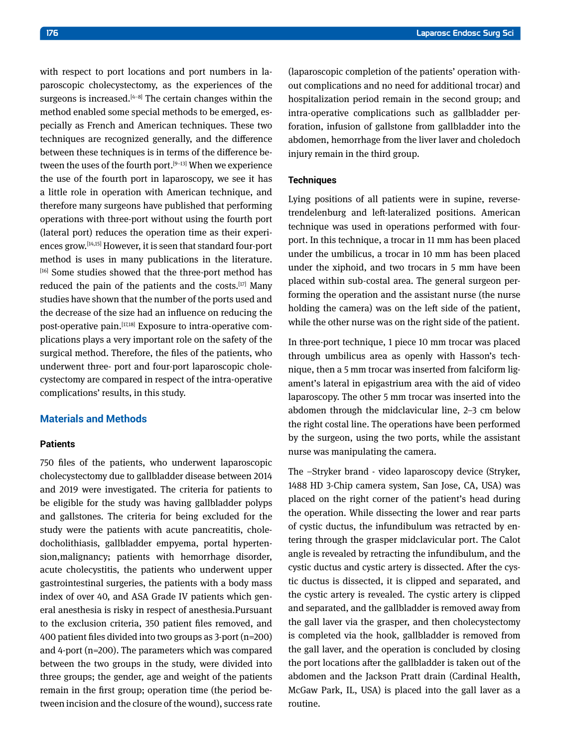with respect to port locations and port numbers in laparoscopic cholecystectomy, as the experiences of the surgeons is increased.[4–8] The certain changes within the method enabled some special methods to be emerged, especially as French and American techniques. These two techniques are recognized generally, and the difference between these techniques is in terms of the difference between the uses of the fourth port.[9–13] When we experience the use of the fourth port in laparoscopy, we see it has a little role in operation with American technique, and therefore many surgeons have published that performing operations with three-port without using the fourth port (lateral port) reduces the operation time as their experiences grow.[14,15] However, it is seen that standard four-port method is uses in many publications in the literature.[16] Some studies showed that the three-port method has reduced the pain of the patients and the costs.[17] Many studies have shown that the number of the ports used and the decrease of the size had an influence on reducing the post-operative pain.[17,18] Exposure to intra-operative complications plays a very important role on the safety of the surgical method. Therefore, the files of the patients, who underwent three- port and four-port laparoscopic cholecystectomy are compared in respect of the intra-operative complications' results, in this study.

## Materials and Methods

### Patients

750 files of the patients, who underwent laparoscopic cholecystectomy due to gallbladder disease between 2014 and 2019 were investigated. The criteria for patients to be eligible for the study was having gallbladder polyps and gallstones. The criteria for being excluded for the study were the patients with acute pancreatitis, choledocholithiasis, gallbladder empyema, portal hypertension,malignancy; patients with hemorrhage disorder, acute cholecystitis, the patients who underwent upper gastrointestinal surgeries, the patients with a body mass index of over 40, and ASA Grade IV patients which general anesthesia is risky in respect of anesthesia.Pursuant to the exclusion criteria, 350 patient files removed, and 400 patient files divided into two groups as 3-port (n=200) and 4-port (n=200). The parameters which was compared between the two groups in the study, were divided into three groups; the gender, age and weight of the patients remain in the first group; operation time (the period between incision and the closure of the wound), success rate (laparoscopic completion of the patients' operation without complications and no need for additional trocar) and hospitalization period remain in the second group; and intra-operative complications such as gallbladder perforation, infusion of gallstone from gallbladder into the abdomen, hemorrhage from the liver laver and choledoch injury remain in the third group.

### Techniques

Lying positions of all patients were in supine, reverse-trendelenburg and left-lateralized positions. American technique was used in operations performed with four-port. In this technique, a trocar in 11 mm has been placed under the umbilicus, a trocar in 10 mm has been placed under the xiphoid, and two trocars in 5 mm have been placed within sub-costal area. The general surgeon performing the operation and the assistant nurse (the nurse holding the camera) was on the left side of the patient, while the other nurse was on the right side of the patient.

In three-port technique, 1 piece 10 mm trocar was placed through umbilicus area as openly with Hasson's technique, then a 5 mm trocar was inserted from falciform ligament's lateral in epigastrium area with the aid of video laparoscopy. The other 5 mm trocar was inserted into the abdomen through the midclavicular line, 2–3 cm below the right costal line. The operations have been performed by the surgeon, using the two ports, while the assistant nurse was manipulating the camera.

The –Stryker brand - video laparoscopy device (Stryker, 1488 HD 3-Chip camera system, San Jose, CA, USA) was placed on the right corner of the patient's head during the operation. While dissecting the lower and rear parts of cystic ductus, the infundibulum was retracted by entering through the grasper midclavicular port. The Calot angle is revealed by retracting the infundibulum, and the cystic ductus and cystic artery is dissected. After the cystic ductus is dissected, it is clipped and separated, and the cystic artery is revealed. The cystic artery is clipped and separated, and the gallbladder is removed away from the gall laver via the grasper, and then cholecystectomy is completed via the hook, gallbladder is removed from the gall laver, and the operation is concluded by closing the port locations after the gallbladder is taken out of the abdomen and the Jackson Pratt drain (Cardinal Health, McGaw Park, IL, USA) is placed into the gall laver as a routine.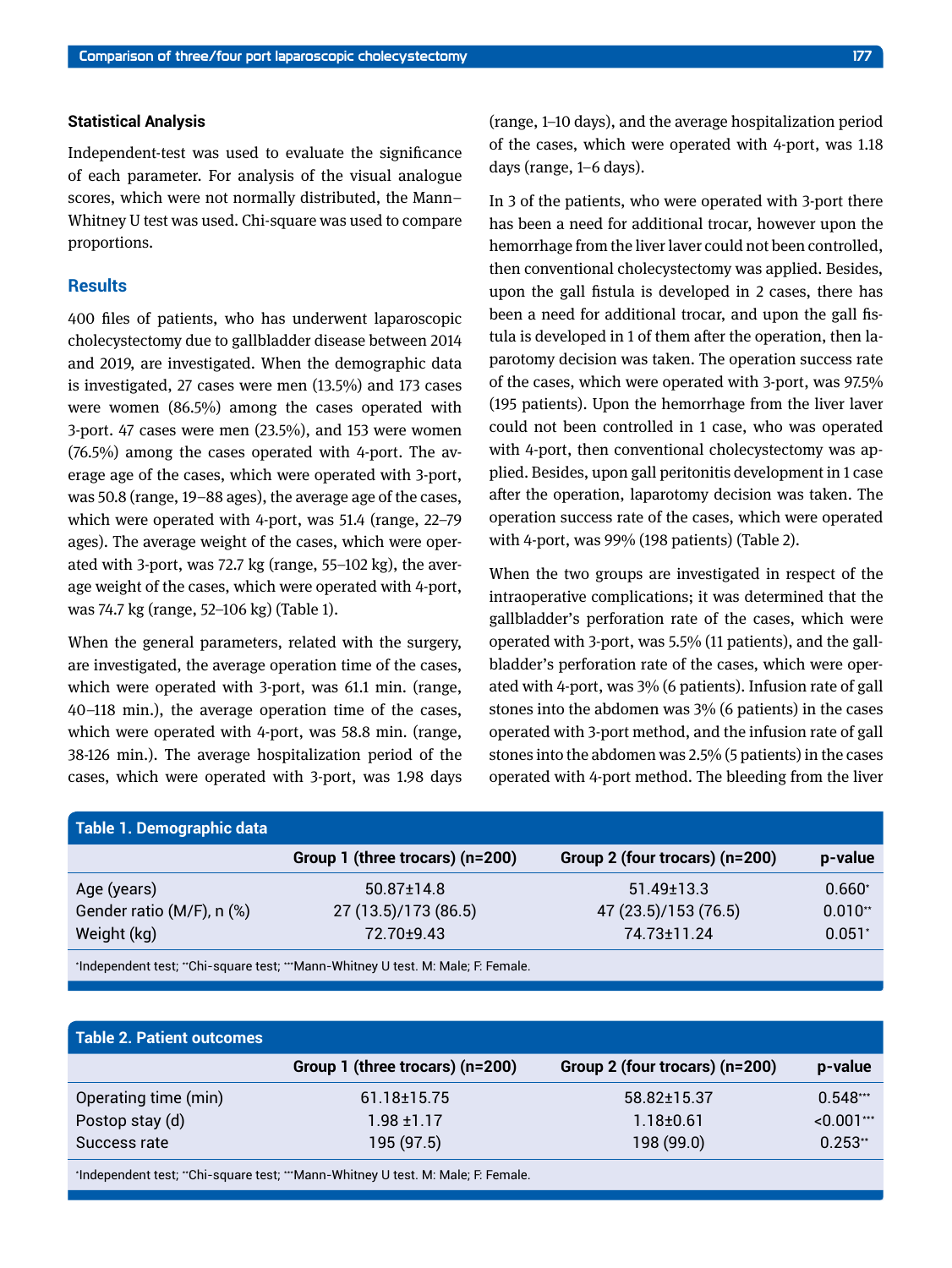### Statistical Analysis

Independent-test was used to evaluate the significance of each parameter. For analysis of the visual analogue scores, which were not normally distributed, the Mann–Whitney U test was used. Chi-square was used to compare proportions.

## Results

400 files of patients, who has underwent laparoscopic cholecystectomy due to gallbladder disease between 2014 and 2019, are investigated. When the demographic data is investigated, 27 cases were men (13.5%) and 173 cases were women (86.5%) among the cases operated with 3-port. 47 cases were men (23.5%), and 153 were women (76.5%) among the cases operated with 4-port. The average age of the cases, which were operated with 3-port, was 50.8 (range, 19–88 ages), the average age of the cases, which were operated with 4-port, was 51.4 (range, 22–79 ages). The average weight of the cases, which were operated with 3-port, was 72.7 kg (range, 55–102 kg), the average weight of the cases, which were operated with 4-port, was 74.7 kg (range, 52–106 kg) (Table 1).

When the general parameters, related with the surgery, are investigated, the average operation time of the cases, which were operated with 3-port, was 61.1 min. (range, 40–118 min.), the average operation time of the cases, which were operated with 4-port, was 58.8 min. (range, 38-126 min.). The average hospitalization period of the cases, which were operated with 3-port, was 1.98 days (range, 1–10 days), and the average hospitalization period of the cases, which were operated with 4-port, was 1.18 days (range, 1–6 days).

In 3 of the patients, who were operated with 3-port there has been a need for additional trocar, however upon the hemorrhage from the liver laver could not been controlled, then conventional cholecystectomy was applied. Besides, upon the gall fistula is developed in 2 cases, there has been a need for additional trocar, and upon the gall fistula is developed in 1 of them after the operation, then laparotomy decision was taken. The operation success rate of the cases, which were operated with 3-port, was 97.5% (195 patients). Upon the hemorrhage from the liver laver could not been controlled in 1 case, who was operated with 4-port, then conventional cholecystectomy was applied. Besides, upon gall peritonitis development in 1 case after the operation, laparotomy decision was taken. The operation success rate of the cases, which were operated with 4-port, was 99% (198 patients) (Table 2).

When the two groups are investigated in respect of the intraoperative complications; it was determined that the gallbladder's perforation rate of the cases, which were operated with 3-port, was 5.5% (11 patients), and the gallbladder's perforation rate of the cases, which were operated with 4-port, was 3% (6 patients). Infusion rate of gall stones into the abdomen was 3% (6 patients) in the cases operated with 3-port method, and the infusion rate of gall stones into the abdomen was 2.5% (5 patients) in the cases operated with 4-port method. The bleeding from the liver

**Table 1. Demographic data**

| | Group 1 (three trocars) (n=200) | Group 2 (four trocars) (n=200) | p-value |
|---|---|---|---|
| Age (years) | 50.87±14.8 | 51.49±13.3 | 0.660* |
| Gender ratio (M/F), n (%) | 27 (13.5)/173 (86.5) | 47 (23.5)/153 (76.5) | 0.010** |
| Weight (kg) | 72.70±9.43 | 74.73±11.24 | 0.051* |

*Independent test; **Chi-square test; ***Mann-Whitney U test. M: Male; F: Female.

**Table 2. Patient outcomes**

| | Group 1 (three trocars) (n=200) | Group 2 (four trocars) (n=200) | p-value |
|---|---|---|---|
| Operating time (min) | 61.18±15.75 | 58.82±15.37 | 0.548*** |
| Postop stay (d) | 1.98 ±1.17 | 1.18±0.61 | <0.001*** |
| Success rate | 195 (97.5) | 198 (99.0) | 0.253** |

*Independent test; **Chi-square test; ***Mann-Whitney U test. M: Male; F: Female.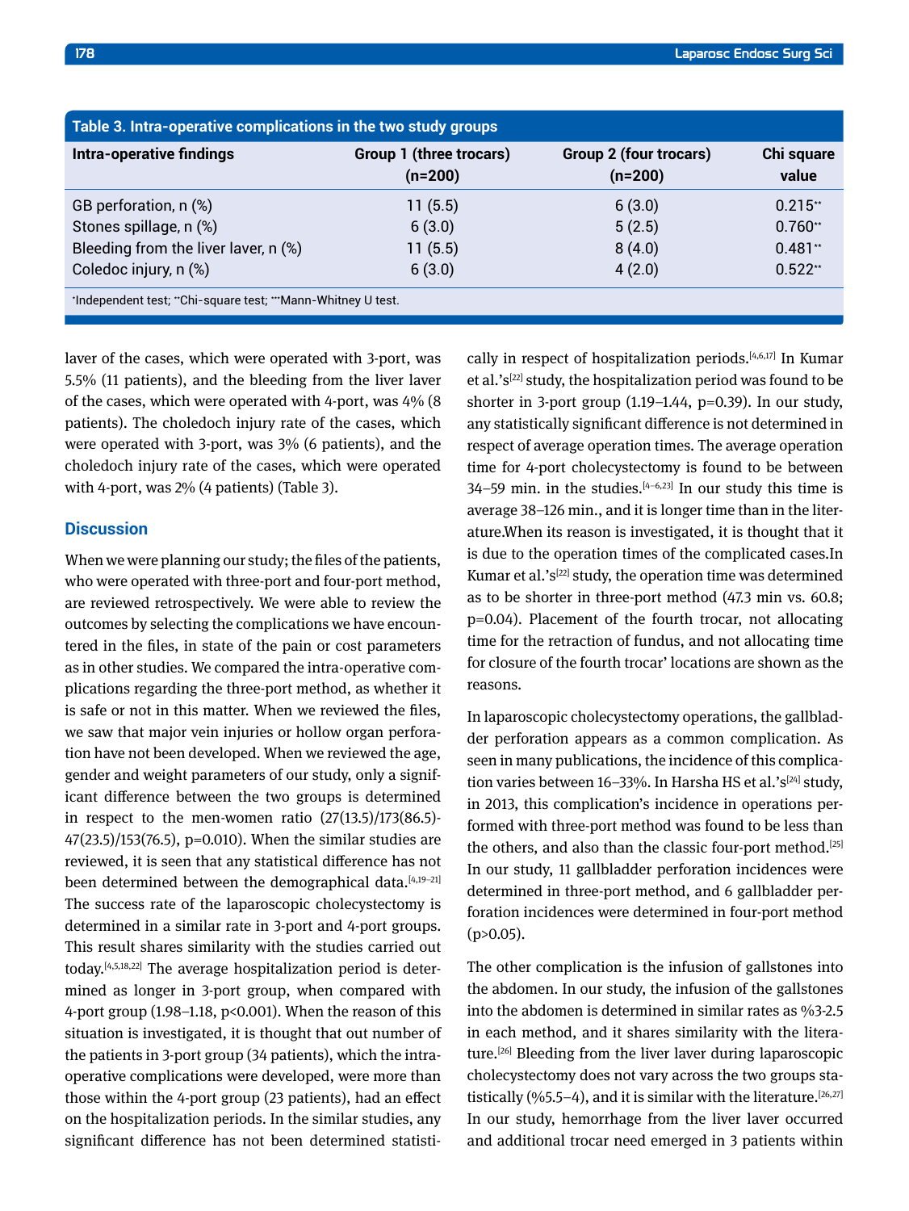**Table 3. Intra-operative complications in the two study groups**

| Intra-operative findings | Group 1 (three trocars) (n=200) | Group 2 (four trocars) (n=200) | Chi square value |
|---|---|---|---|
| GB perforation, n (%) | 11 (5.5) | 6 (3.0) | 0.215** |
| Stones spillage, n (%) | 6 (3.0) | 5 (2.5) | 0.760** |
| Bleeding from the liver laver, n (%) | 11 (5.5) | 8 (4.0) | 0.481** |
| Coledoc injury, n (%) | 6 (3.0) | 4 (2.0) | 0.522** |

*Independent test; **Chi-square test; ***Mann-Whitney U test.

laver of the cases, which were operated with 3-port, was 5.5% (11 patients), and the bleeding from the liver laver of the cases, which were operated with 4-port, was 4% (8 patients). The choledoch injury rate of the cases, which were operated with 3-port, was 3% (6 patients), and the choledoch injury rate of the cases, which were operated with 4-port, was 2% (4 patients) (Table 3).

## Discussion

When we were planning our study; the files of the patients, who were operated with three-port and four-port method, are reviewed retrospectively. We were able to review the outcomes by selecting the complications we have encountered in the files, in state of the pain or cost parameters as in other studies. We compared the intra-operative complications regarding the three-port method, as whether it is safe or not in this matter. When we reviewed the files, we saw that major vein injuries or hollow organ perforation have not been developed. When we reviewed the age, gender and weight parameters of our study, only a significant difference between the two groups is determined in respect to the men-women ratio (27(13.5)/173(86.5)-47(23.5)/153(76.5), p=0.010). When the similar studies are reviewed, it is seen that any statistical difference has not been determined between the demographical data.[4,19–21] The success rate of the laparoscopic cholecystectomy is determined in a similar rate in 3-port and 4-port groups. This result shares similarity with the studies carried out today.[4,5,18,22] The average hospitalization period is determined as longer in 3-port group, when compared with 4-port group (1.98–1.18, p<0.001). When the reason of this situation is investigated, it is thought that out number of the patients in 3-port group (34 patients), which the intraoperative complications were developed, were more than those within the 4-port group (23 patients), had an effect on the hospitalization periods. In the similar studies, any significant difference has not been determined statistically in respect of hospitalization periods.[4,6,17] In Kumar et al.'s[22] study, the hospitalization period was found to be shorter in 3-port group (1.19–1.44, p=0.39). In our study, any statistically significant difference is not determined in respect of average operation times. The average operation time for 4-port cholecystectomy is found to be between 34–59 min. in the studies.[4–6,23] In our study this time is average 38–126 min., and it is longer time than in the literature.When its reason is investigated, it is thought that it is due to the operation times of the complicated cases.In Kumar et al.'s[22] study, the operation time was determined as to be shorter in three-port method (47.3 min vs. 60.8; p=0.04). Placement of the fourth trocar, not allocating time for the retraction of fundus, and not allocating time for closure of the fourth trocar' locations are shown as the reasons.

In laparoscopic cholecystectomy operations, the gallbladder perforation appears as a common complication. As seen in many publications, the incidence of this complication varies between 16–33%. In Harsha HS et al.'s[24] study, in 2013, this complication's incidence in operations performed with three-port method was found to be less than the others, and also than the classic four-port method.[25] In our study, 11 gallbladder perforation incidences were determined in three-port method, and 6 gallbladder perforation incidences were determined in four-port method (p>0.05).

The other complication is the infusion of gallstones into the abdomen. In our study, the infusion of the gallstones into the abdomen is determined in similar rates as %3-2.5 in each method, and it shares similarity with the literature.[26] Bleeding from the liver laver during laparoscopic cholecystectomy does not vary across the two groups statistically (%5.5–4), and it is similar with the literature.[26,27] In our study, hemorrhage from the liver laver occurred and additional trocar need emerged in 3 patients within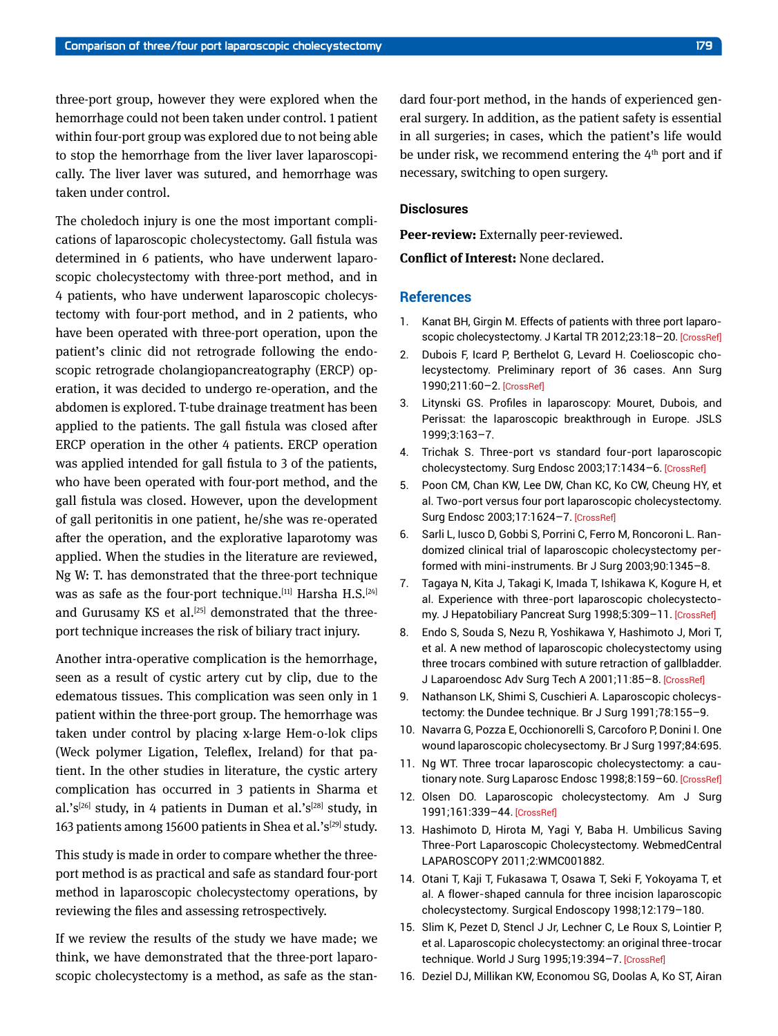three-port group, however they were explored when the hemorrhage could not been taken under control. 1 patient within four-port group was explored due to not being able to stop the hemorrhage from the liver laver laparoscopically. The liver laver was sutured, and hemorrhage was taken under control.

The choledoch injury is one the most important complications of laparoscopic cholecystectomy. Gall fistula was determined in 6 patients, who have underwent laparoscopic cholecystectomy with three-port method, and in 4 patients, who have underwent laparoscopic cholecystectomy with four-port method, and in 2 patients, who have been operated with three-port operation, upon the patient's clinic did not retrograde following the endoscopic retrograde cholangiopancreatography (ERCP) operation, it was decided to undergo re-operation, and the abdomen is explored. T-tube drainage treatment has been applied to the patients. The gall fistula was closed after ERCP operation in the other 4 patients. ERCP operation was applied intended for gall fistula to 3 of the patients, who have been operated with four-port method, and the gall fistula was closed. However, upon the development of gall peritonitis in one patient, he/she was re-operated after the operation, and the explorative laparotomy was applied. When the studies in the literature are reviewed, Ng W: T. has demonstrated that the three-port technique was as safe as the four-port technique.[11] Harsha H.S.[24] and Gurusamy KS et al.[25] demonstrated that the three-port technique increases the risk of biliary tract injury.

Another intra-operative complication is the hemorrhage, seen as a result of cystic artery cut by clip, due to the edematous tissues. This complication was seen only in 1 patient within the three-port group. The hemorrhage was taken under control by placing x-large Hem-o-lok clips (Weck polymer Ligation, Teleflex, Ireland) for that patient. In the other studies in literature, the cystic artery complication has occurred in 3 patients in Sharma et al.'s[26] study, in 4 patients in Duman et al.'s[28] study, in 163 patients among 15600 patients in Shea et al.'s[29] study.

This study is made in order to compare whether the three-port method is as practical and safe as standard four-port method in laparoscopic cholecystectomy operations, by reviewing the files and assessing retrospectively.

If we review the results of the study we have made; we think, we have demonstrated that the three-port laparoscopic cholecystectomy is a method, as safe as the standard four-port method, in the hands of experienced general surgery. In addition, as the patient safety is essential in all surgeries; in cases, which the patient's life would be under risk, we recommend entering the 4th port and if necessary, switching to open surgery.

### Disclosures

**Peer-review:** Externally peer-reviewed.

**Conflict of Interest:** None declared.

## References

1. Kanat BH, Girgin M. Effects of patients with three port laparoscopic cholecystectomy. J Kartal TR 2012;23:18–20. [CrossRef]
2. Dubois F, Icard P, Berthelot G, Levard H. Coelioscopic cholecystectomy. Preliminary report of 36 cases. Ann Surg 1990;211:60–2. [CrossRef]
3. Litynski GS. Profiles in laparoscopy: Mouret, Dubois, and Perissat: the laparoscopic breakthrough in Europe. JSLS 1999;3:163–7.
4. Trichak S. Three-port vs standard four-port laparoscopic cholecystectomy. Surg Endosc 2003;17:1434–6. [CrossRef]
5. Poon CM, Chan KW, Lee DW, Chan KC, Ko CW, Cheung HY, et al. Two-port versus four port laparoscopic cholecystectomy. Surg Endosc 2003;17:1624–7. [CrossRef]
6. Sarli L, Iusco D, Gobbi S, Porrini C, Ferro M, Roncoroni L. Randomized clinical trial of laparoscopic cholecystectomy performed with mini-instruments. Br J Surg 2003;90:1345–8.
7. Tagaya N, Kita J, Takagi K, Imada T, Ishikawa K, Kogure H, et al. Experience with three-port laparoscopic cholecystectomy. J Hepatobiliary Pancreat Surg 1998;5:309–11. [CrossRef]
8. Endo S, Souda S, Nezu R, Yoshikawa Y, Hashimoto J, Mori T, et al. A new method of laparoscopic cholecystectomy using three trocars combined with suture retraction of gallbladder. J Laparoendosc Adv Surg Tech A 2001;11:85–8. [CrossRef]
9. Nathanson LK, Shimi S, Cuschieri A. Laparoscopic cholecystectomy: the Dundee technique. Br J Surg 1991;78:155–9.
10. Navarra G, Pozza E, Occhionorelli S, Carcoforo P, Donini I. One wound laparoscopic cholecysectomy. Br J Surg 1997;84:695.
11. Ng WT. Three trocar laparoscopic cholecystectomy: a cautionary note. Surg Laparosc Endosc 1998;8:159–60. [CrossRef]
12. Olsen DO. Laparoscopic cholecystectomy. Am J Surg 1991;161:339–44. [CrossRef]
13. Hashimoto D, Hirota M, Yagi Y, Baba H. Umbilicus Saving Three-Port Laparoscopic Cholecystectomy. WebmedCentral LAPAROSCOPY 2011;2:WMC001882.
14. Otani T, Kaji T, Fukasawa T, Osawa T, Seki F, Yokoyama T, et al. A flower-shaped cannula for three incision laparoscopic cholecystectomy. Surgical Endoscopy 1998;12:179–180.
15. Slim K, Pezet D, Stencl J Jr, Lechner C, Le Roux S, Lointier P, et al. Laparoscopic cholecystectomy: an original three-trocar technique. World J Surg 1995;19:394–7. [CrossRef]
16. Deziel DJ, Millikan KW, Economou SG, Doolas A, Ko ST, Airan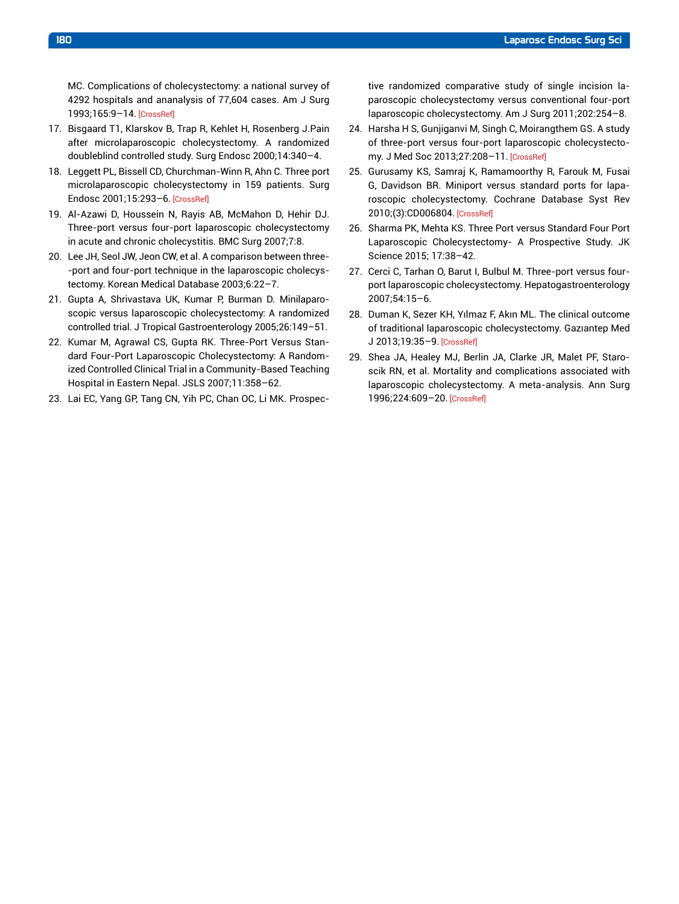MC. Complications of cholecystectomy: a national survey of 4292 hospitals and ananalysis of 77,604 cases. Am J Surg 1993;165:9–14. [CrossRef]

17. Bisgaard T1, Klarskov B, Trap R, Kehlet H, Rosenberg J.Pain after microlaparoscopic cholecystectomy. A randomized doubleblind controlled study. Surg Endosc 2000;14:340–4.
18. Leggett PL, Bissell CD, Churchman-Winn R, Ahn C. Three port microlaparoscopic cholecystectomy in 159 patients. Surg Endosc 2001;15:293–6. [CrossRef]
19. Al-Azawi D, Houssein N, Rayis AB, McMahon D, Hehir DJ. Three-port versus four-port laparoscopic cholecystectomy in acute and chronic cholecystitis. BMC Surg 2007;7:8.
20. Lee JH, Seol JW, Jeon CW, et al. A comparison between three--port and four-port technique in the laparoscopic cholecystectomy. Korean Medical Database 2003;6:22–7.
21. Gupta A, Shrivastava UK, Kumar P, Burman D. Minilaparoscopic versus laparoscopic cholecystectomy: A randomized controlled trial. J Tropical Gastroenterology 2005;26:149–51.
22. Kumar M, Agrawal CS, Gupta RK. Three-Port Versus Standard Four-Port Laparoscopic Cholecystectomy: A Randomized Controlled Clinical Trial in a Community-Based Teaching Hospital in Eastern Nepal. JSLS 2007;11:358–62.
23. Lai EC, Yang GP, Tang CN, Yih PC, Chan OC, Li MK. Prospective randomized comparative study of single incision laparoscopic cholecystectomy versus conventional four-port laparoscopic cholecystectomy. Am J Surg 2011;202:254–8.
24. Harsha H S, Gunjiganvi M, Singh C, Moirangthem GS. A study of three-port versus four-port laparoscopic cholecystectomy. J Med Soc 2013;27:208–11. [CrossRef]
25. Gurusamy KS, Samraj K, Ramamoorthy R, Farouk M, Fusai G, Davidson BR. Miniport versus standard ports for laparoscopic cholecystectomy. Cochrane Database Syst Rev 2010;(3):CD006804. [CrossRef]
26. Sharma PK, Mehta KS. Three Port versus Standard Four Port Laparoscopic Cholecystectomy- A Prospective Study. JK Science 2015; 17:38–42.
27. Cerci C, Tarhan O, Barut I, Bulbul M. Three-port versus four-port laparoscopic cholecystectomy. Hepatogastroenterology 2007;54:15–6.
28. Duman K, Sezer KH, Yılmaz F, Akın ML. The clinical outcome of traditional laparoscopic cholecystectomy. Gazıantep Med J 2013;19:35–9. [CrossRef]
29. Shea JA, Healey MJ, Berlin JA, Clarke JR, Malet PF, Staroscik RN, et al. Mortality and complications associated with laparoscopic cholecystectomy. A meta-analysis. Ann Surg 1996;224:609–20. [CrossRef]